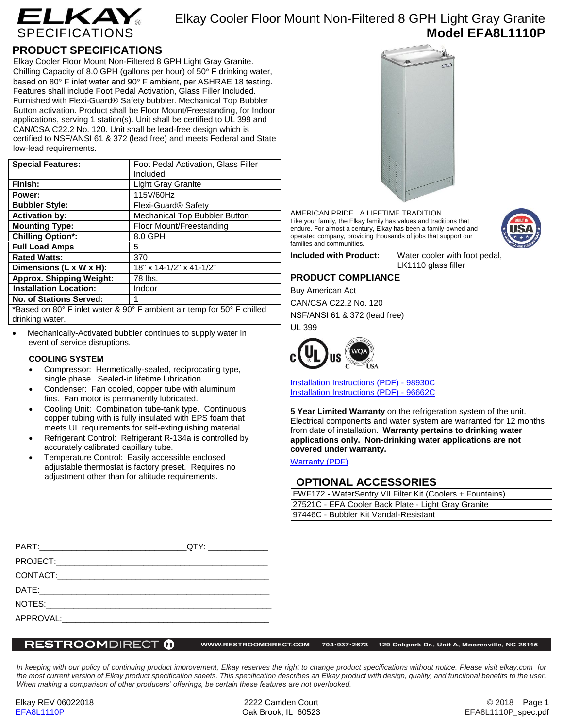ELKAY SPECIFICATIONS

# Elkay Cooler Floor Mount Non-Filtered 8 GPH Light Gray Granite
**Model EFA8L1110P**

## PRODUCT SPECIFICATIONS

Elkay Cooler Floor Mount Non-Filtered 8 GPH Light Gray Granite. Chilling Capacity of 8.0 GPH (gallons per hour) of 50° F drinking water, based on 80° F inlet water and 90° F ambient, per ASHRAE 18 testing. Features shall include Foot Pedal Activation, Glass Filler Included. Furnished with Flexi-Guard® Safety bubbler. Mechanical Top Bubbler Button activation. Product shall be Floor Mount/Freestanding, for Indoor applications, serving 1 station(s). Unit shall be certified to UL 399 and CAN/CSA C22.2 No. 120. Unit shall be lead-free design which is certified to NSF/ANSI 61 & 372 (lead free) and meets Federal and State low-lead requirements.

| | |
|---|---|
| **Special Features:** | Foot Pedal Activation, Glass Filler Included |
| **Finish:** | Light Gray Granite |
| **Power:** | 115V/60Hz |
| **Bubbler Style:** | Flexi-Guard® Safety |
| **Activation by:** | Mechanical Top Bubbler Button |
| **Mounting Type:** | Floor Mount/Freestanding |
| **Chilling Option*:** | 8.0 GPH |
| **Full Load Amps** | 5 |
| **Rated Watts:** | 370 |
| **Dimensions (L x W x H):** | 18" x 14-1/2" x 41-1/2" |
| **Approx. Shipping Weight:** | 78 lbs. |
| **Installation Location:** | Indoor |
| **No. of Stations Served:** | 1 |

*Based on 80° F inlet water & 90° F ambient air temp for 50° F chilled drinking water.

- Mechanically-Activated bubbler continues to supply water in event of service disruptions.

### COOLING SYSTEM

- Compressor: Hermetically-sealed, reciprocating type, single phase. Sealed-in lifetime lubrication.
- Condenser: Fan cooled, copper tube with aluminum fins. Fan motor is permanently lubricated.
- Cooling Unit: Combination tube-tank type. Continuous copper tubing with is fully insulated with EPS foam that meets UL requirements for self-extinguishing material.
- Refrigerant Control: Refrigerant R-134a is controlled by accurately calibrated capillary tube.
- Temperature Control: Easily accessible enclosed adjustable thermostat is factory preset. Requires no adjustment other than for altitude requirements.

AMERICAN PRIDE. A LIFETIME TRADITION.
Like your family, the Elkay family has values and traditions that endure. For almost a century, Elkay has been a family-owned and operated company, providing thousands of jobs that support our families and communities.

**Included with Product:** Water cooler with foot pedal, LK1110 glass filler

## PRODUCT COMPLIANCE

Buy American Act
CAN/CSA C22.2 No. 120
NSF/ANSI 61 & 372 (lead free)
UL 399

Installation Instructions (PDF) - 98930C
Installation Instructions (PDF) - 96662C

**5 Year Limited Warranty** on the refrigeration system of the unit. Electrical components and water system are warranted for 12 months from date of installation. **Warranty pertains to drinking water applications only. Non-drinking water applications are not covered under warranty.**

Warranty (PDF)

## OPTIONAL ACCESSORIES

| |
|---|
| EWF172 - WaterSentry VII Filter Kit (Coolers + Fountains) |
| 27521C - EFA Cooler Back Plate - Light Gray Granite |
| 97446C - Bubbler Kit Vandal-Resistant |

PART:________________________________QTY: _____________
PROJECT:_______________________________________________
CONTACT:_______________________________________________
DATE:__________________________________________________
NOTES:_________________________________________________
APPROVAL:______________________________________________

RESTROOMDIRECT WWW.RESTROOMDIRECT.COM 704•937•2673 129 Oakpark Dr., Unit A, Mooresville, NC 28115

*In keeping with our policy of continuing product improvement, Elkay reserves the right to change product specifications without notice. Please visit elkay.com for the most current version of Elkay product specification sheets. This specification describes an Elkay product with design, quality, and functional benefits to the user. When making a comparison of other producers' offerings, be certain these features are not overlooked.*

Elkay REV 06022018 — 2222 Camden Court, Oak Brook, IL 60523 — © 2018
EFA8L1110P — EFA8L1110P_spec.pdf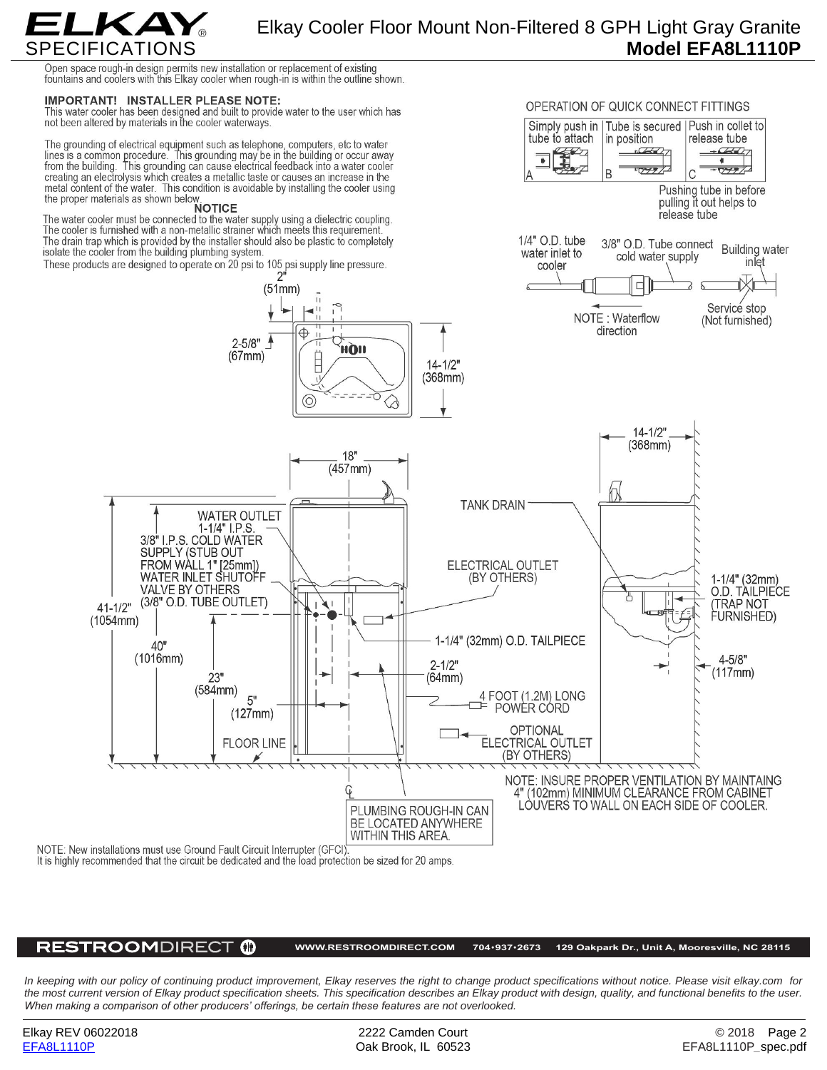# Elkay Cooler Floor Mount Non-Filtered 8 GPH Light Gray Granite

## Model EFA8L1110P

Open space rough-in design permits new installation or replacement of existing fountains and coolers with this Elkay cooler when rough-in is within the outline shown.

**IMPORTANT! INSTALLER PLEASE NOTE:**
This water cooler has been designed and built to provide water to the user which has not been altered by materials in the cooler waterways.

The grounding of electrical equipment such as telephone, computers, etc to water lines is a common procedure. This grounding may be in the building or occur away from the building. This grounding can cause electrical feedback into a water cooler creating an electrolysis which creates a metallic taste or causes an increase in the metal content of the water. This condition is avoidable by installing the cooler using the proper materials as shown below.

**NOTICE**

The water cooler must be connected to the water supply using a dielectric coupling. The cooler is furnished with a non-metallic strainer which meets this requirement. The drain trap which is provided by the installer should also be plastic to completely isolate the cooler from the building plumbing system.

These products are designed to operate on 20 psi to 105 psi supply line pressure.

OPERATION OF QUICK CONNECT FITTINGS

A - Simply push in tube to attach
B - Tube is secured in position
C - Push in collet to release tube

Pushing tube in before pulling it out helps to release tube

1/4" O.D. tube water inlet to cooler

3/8" O.D. Tube connect cold water supply

Building water inlet

NOTE : Waterflow direction

Service stop (Not furnished)

2" (51mm)

2-5/8" (67mm)

14-1/2" (368mm)

18" (457mm)

14-1/2" (368mm)

WATER OUTLET 1-1/4" I.P.S.

3/8" I.P.S. COLD WATER SUPPLY (STUB OUT FROM WALL 1" [25mm])

WATER INLET SHUTOFF VALVE BY OTHERS (3/8" O.D. TUBE OUTLET)

41-1/2" (1054mm)

40" (1016mm)

23" (584mm)

5" (127mm)

FLOOR LINE

TANK DRAIN

ELECTRICAL OUTLET (BY OTHERS)

1-1/4" (32mm) O.D. TAILPIECE

2-1/2" (64mm)

4 FOOT (1.2M) LONG POWER CORD

OPTIONAL ELECTRICAL OUTLET (BY OTHERS)

1-1/4" (32mm) O.D. TAILPIECE (TRAP NOT FURNISHED)

4-5/8" (117mm)

PLUMBING ROUGH-IN CAN BE LOCATED ANYWHERE WITHIN THIS AREA.

NOTE: INSURE PROPER VENTILATION BY MAINTAING 4" (102mm) MINIMUM CLEARANCE FROM CABINET LOUVERS TO WALL ON EACH SIDE OF COOLER.

NOTE: New installations must use Ground Fault Circuit Interrupter (GFCI).
It is highly recommended that the circuit be dedicated and the load protection be sized for 20 amps.

RESTROOMDIRECT WWW.RESTROOMDIRECT.COM 704•937•2673 129 Oakpark Dr., Unit A, Mooresville, NC 28115

*In keeping with our policy of continuing product improvement, Elkay reserves the right to change product specifications without notice. Please visit elkay.com for the most current version of Elkay product specification sheets. This specification describes an Elkay product with design, quality, and functional benefits to the user. When making a comparison of other producers' offerings, be certain these features are not overlooked.*

Elkay REV 06022018
EFA8L1110P

2222 Camden Court
Oak Brook, IL 60523

© 2018
EFA8L1110P_spec.pdf